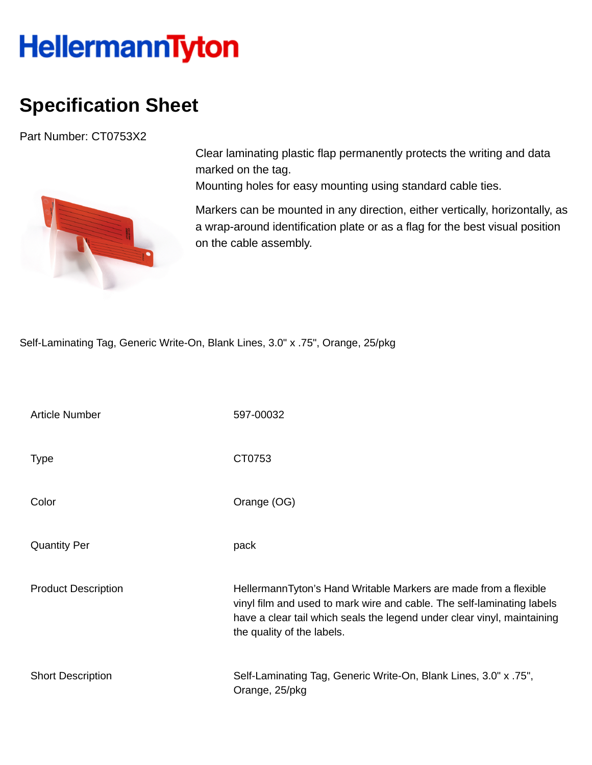# HellermannTyton

## Specification Sheet

Part Number: CT0753X2

Clear laminating plastic flap permanently protects the writing and data marked on the tag.
Mounting holes for easy mounting using standard cable ties.

Markers can be mounted in any direction, either vertically, horizontally, as a wrap-around identification plate or as a flag for the best visual position on the cable assembly.

Self-Laminating Tag, Generic Write-On, Blank Lines, 3.0" x .75", Orange, 25/pkg

| | |
|---|---|
| Article Number | 597-00032 |
| Type | CT0753 |
| Color | Orange (OG) |
| Quantity Per | pack |
| Product Description | HellermannTyton's Hand Writable Markers are made from a flexible vinyl film and used to mark wire and cable. The self-laminating labels have a clear tail which seals the legend under clear vinyl, maintaining the quality of the labels. |
| Short Description | Self-Laminating Tag, Generic Write-On, Blank Lines, 3.0" x .75", Orange, 25/pkg |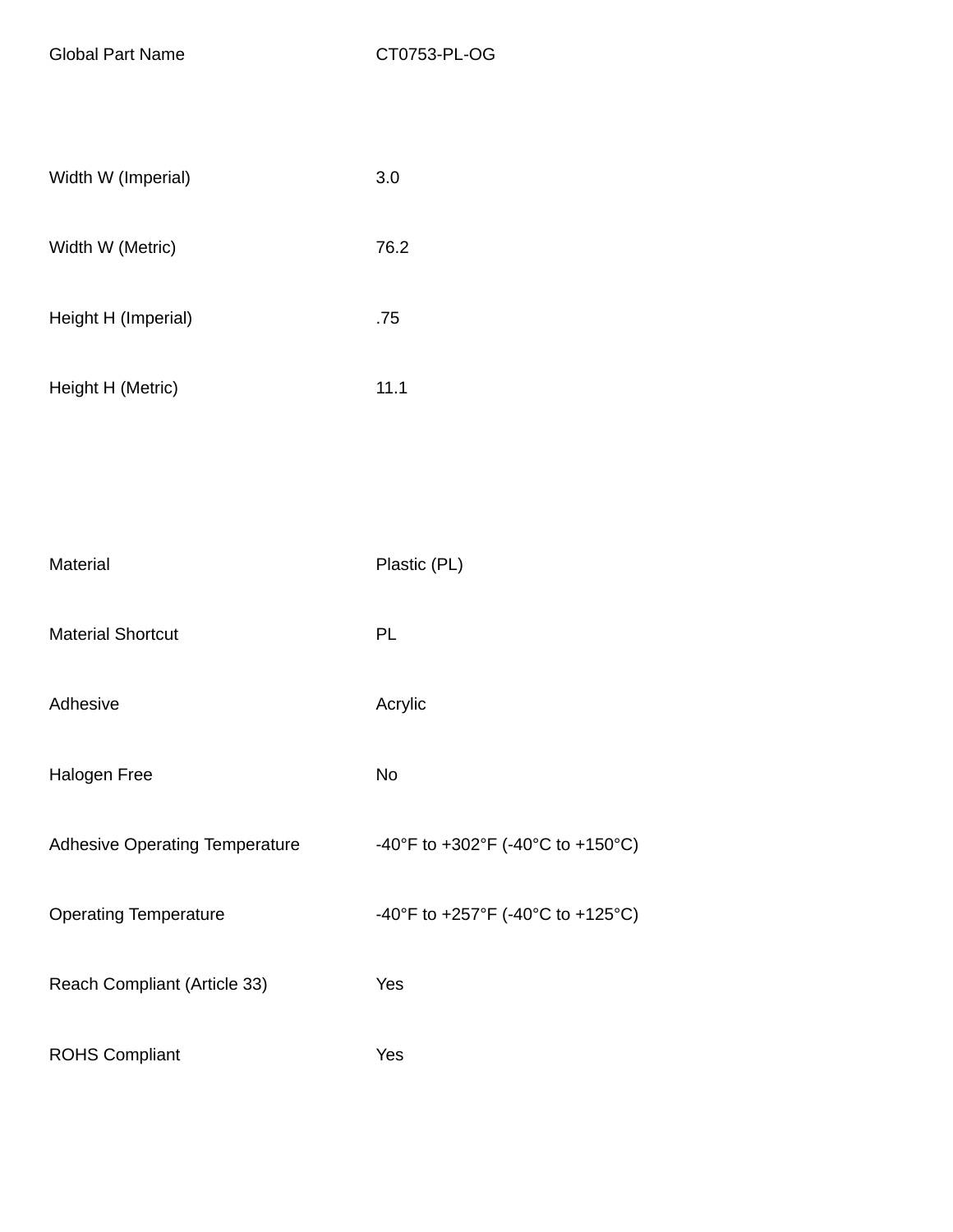| | |
|---|---|
| Global Part Name | CT0753-PL-OG |
| Width W (Imperial) | 3.0 |
| Width W (Metric) | 76.2 |
| Height H (Imperial) | .75 |
| Height H (Metric) | 11.1 |
| Material | Plastic (PL) |
| Material Shortcut | PL |
| Adhesive | Acrylic |
| Halogen Free | No |
| Adhesive Operating Temperature | -40°F to +302°F (-40°C to +150°C) |
| Operating Temperature | -40°F to +257°F (-40°C to +125°C) |
| Reach Compliant (Article 33) | Yes |
| ROHS Compliant | Yes |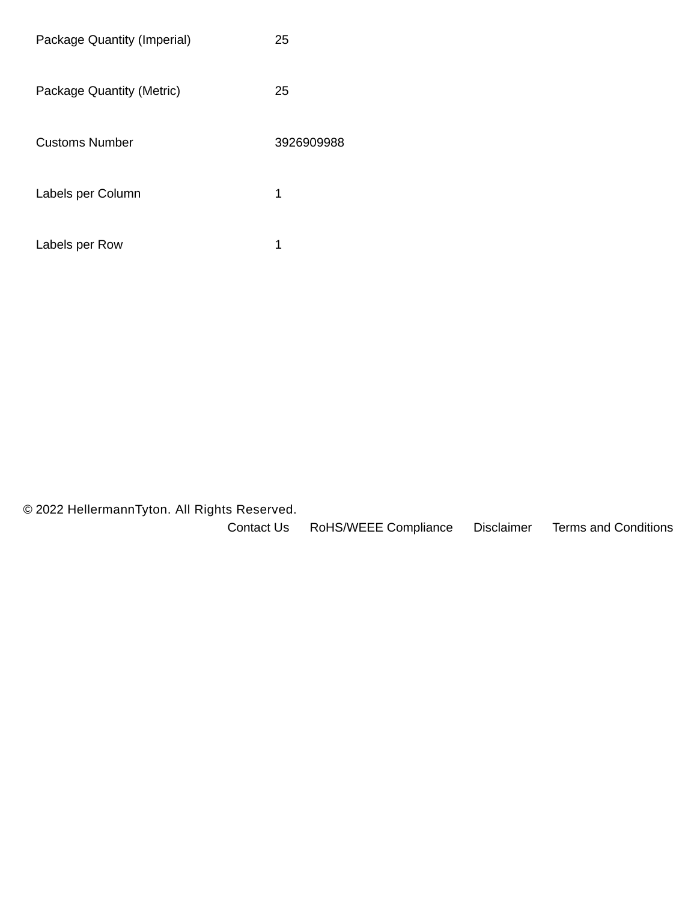| | |
|---|---|
| Package Quantity (Imperial) | 25 |
| Package Quantity (Metric) | 25 |
| Customs Number | 3926909988 |
| Labels per Column | 1 |
| Labels per Row | 1 |

© 2022 HellermannTyton. All Rights Reserved.

Contact Us RoHS/WEEE Compliance Disclaimer Terms and Conditions